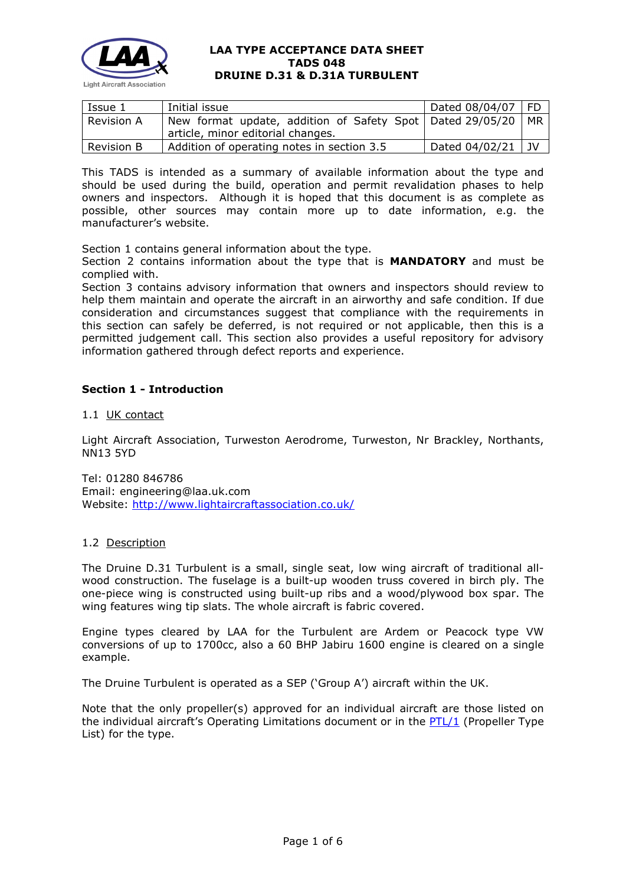# LAA TYPE ACCEPTANCE DATA SHEET
# TADS 048
# DRUINE D.31 & D.31A TURBULENT

| Issue 1 | Initial issue | Dated 08/04/07 | FD |
|---|---|---|---|
| Revision A | New format update, addition of Safety Spot article, minor editorial changes. | Dated 29/05/20 | MR |
| Revision B | Addition of operating notes in section 3.5 | Dated 04/02/21 | JV |

This TADS is intended as a summary of available information about the type and should be used during the build, operation and permit revalidation phases to help owners and inspectors. Although it is hoped that this document is as complete as possible, other sources may contain more up to date information, e.g. the manufacturer's website.

Section 1 contains general information about the type.
Section 2 contains information about the type that is **MANDATORY** and must be complied with.
Section 3 contains advisory information that owners and inspectors should review to help them maintain and operate the aircraft in an airworthy and safe condition. If due consideration and circumstances suggest that compliance with the requirements in this section can safely be deferred, is not required or not applicable, then this is a permitted judgement call. This section also provides a useful repository for advisory information gathered through defect reports and experience.

## Section 1 - Introduction

### 1.1 UK contact

Light Aircraft Association, Turweston Aerodrome, Turweston, Nr Brackley, Northants, NN13 5YD

Tel: 01280 846786
Email: engineering@laa.uk.com
Website: http://www.lightaircraftassociation.co.uk/

### 1.2 Description

The Druine D.31 Turbulent is a small, single seat, low wing aircraft of traditional all-wood construction. The fuselage is a built-up wooden truss covered in birch ply. The one-piece wing is constructed using built-up ribs and a wood/plywood box spar. The wing features wing tip slats. The whole aircraft is fabric covered.

Engine types cleared by LAA for the Turbulent are Ardem or Peacock type VW conversions of up to 1700cc, also a 60 BHP Jabiru 1600 engine is cleared on a single example.

The Druine Turbulent is operated as a SEP ('Group A') aircraft within the UK.

Note that the only propeller(s) approved for an individual aircraft are those listed on the individual aircraft's Operating Limitations document or in the PTL/1 (Propeller Type List) for the type.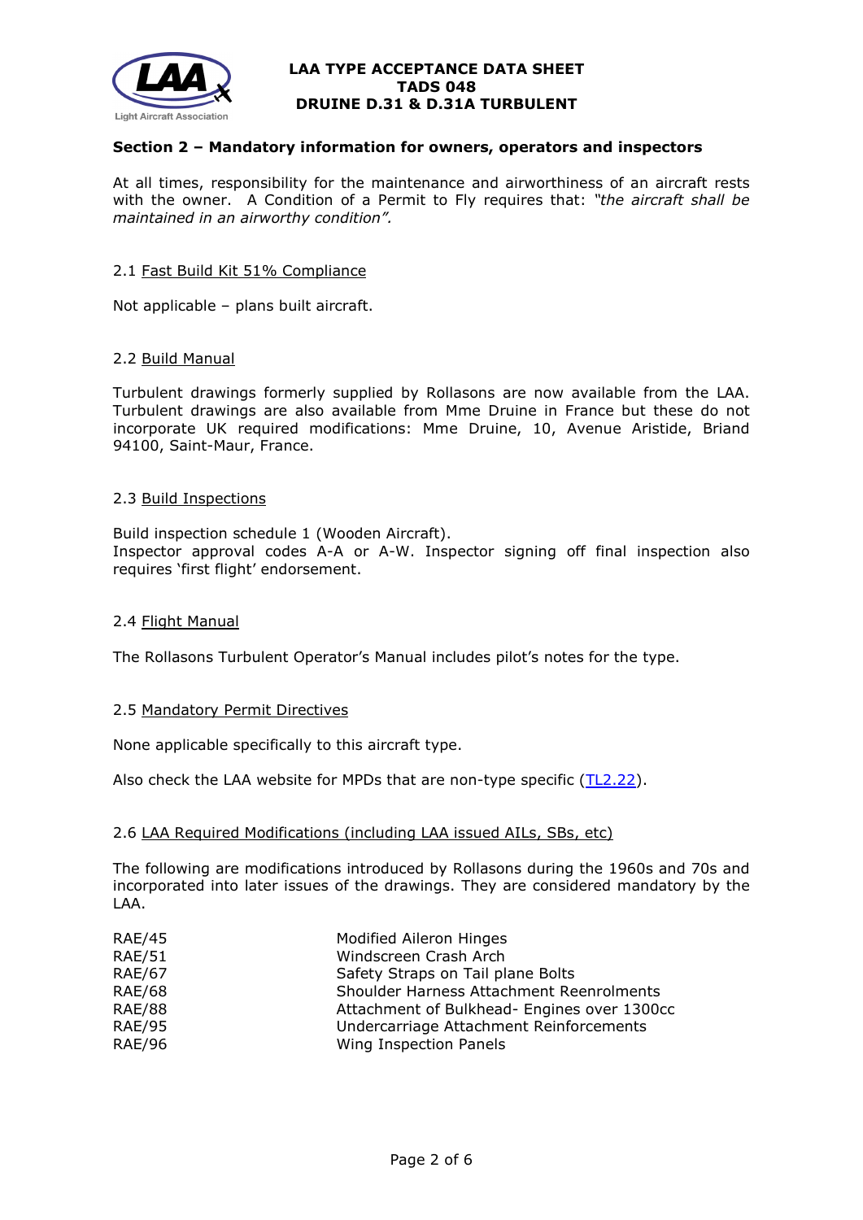## Section 2 – Mandatory information for owners, operators and inspectors

At all times, responsibility for the maintenance and airworthiness of an aircraft rests with the owner. A Condition of a Permit to Fly requires that: *"the aircraft shall be maintained in an airworthy condition".*

### 2.1 Fast Build Kit 51% Compliance

Not applicable – plans built aircraft.

### 2.2 Build Manual

Turbulent drawings formerly supplied by Rollasons are now available from the LAA. Turbulent drawings are also available from Mme Druine in France but these do not incorporate UK required modifications: Mme Druine, 10, Avenue Aristide, Briand 94100, Saint-Maur, France.

### 2.3 Build Inspections

Build inspection schedule 1 (Wooden Aircraft).
Inspector approval codes A-A or A-W. Inspector signing off final inspection also requires 'first flight' endorsement.

### 2.4 Flight Manual

The Rollasons Turbulent Operator's Manual includes pilot's notes for the type.

### 2.5 Mandatory Permit Directives

None applicable specifically to this aircraft type.

Also check the LAA website for MPDs that are non-type specific (TL2.22).

### 2.6 LAA Required Modifications (including LAA issued AILs, SBs, etc)

The following are modifications introduced by Rollasons during the 1960s and 70s and incorporated into later issues of the drawings. They are considered mandatory by the LAA.

| | |
|---|---|
| RAE/45 | Modified Aileron Hinges |
| RAE/51 | Windscreen Crash Arch |
| RAE/67 | Safety Straps on Tail plane Bolts |
| RAE/68 | Shoulder Harness Attachment Reenrolments |
| RAE/88 | Attachment of Bulkhead- Engines over 1300cc |
| RAE/95 | Undercarriage Attachment Reinforcements |
| RAE/96 | Wing Inspection Panels |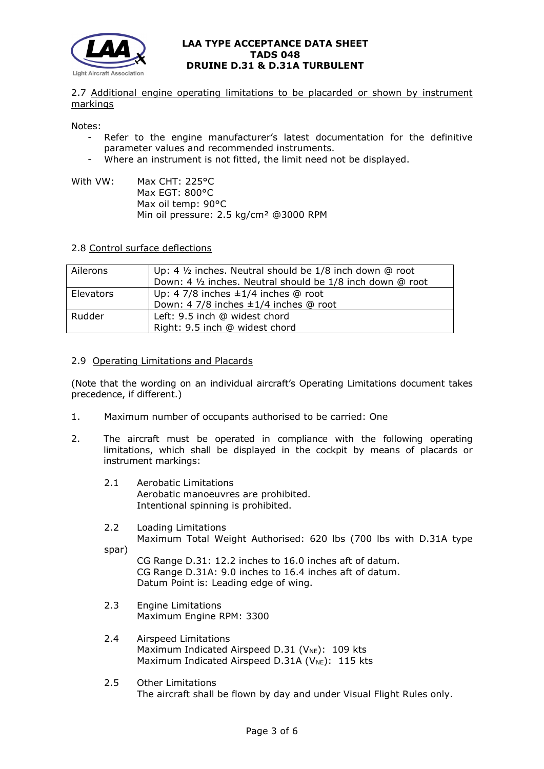2.7 Additional engine operating limitations to be placarded or shown by instrument markings

Notes:
- Refer to the engine manufacturer's latest documentation for the definitive parameter values and recommended instruments.
- Where an instrument is not fitted, the limit need not be displayed.

With VW: Max CHT: 225°C
Max EGT: 800°C
Max oil temp: 90°C
Min oil pressure: 2.5 kg/cm² @3000 RPM

2.8 Control surface deflections

| | |
|---|---|
| Ailerons | Up: 4 ½ inches. Neutral should be 1/8 inch down @ root<br>Down: 4 ½ inches. Neutral should be 1/8 inch down @ root |
| Elevators | Up: 4 7/8 inches ±1/4 inches @ root<br>Down: 4 7/8 inches ±1/4 inches @ root |
| Rudder | Left: 9.5 inch @ widest chord<br>Right: 9.5 inch @ widest chord |

2.9 Operating Limitations and Placards

(Note that the wording on an individual aircraft's Operating Limitations document takes precedence, if different.)

1. Maximum number of occupants authorised to be carried: One

2. The aircraft must be operated in compliance with the following operating limitations, which shall be displayed in the cockpit by means of placards or instrument markings:

    2.1 Aerobatic Limitations
    Aerobatic manoeuvres are prohibited.
    Intentional spinning is prohibited.

    2.2 Loading Limitations
    Maximum Total Weight Authorised: 620 lbs (700 lbs with D.31A type spar)
    CG Range D.31: 12.2 inches to 16.0 inches aft of datum.
    CG Range D.31A: 9.0 inches to 16.4 inches aft of datum.
    Datum Point is: Leading edge of wing.

    2.3 Engine Limitations
    Maximum Engine RPM: 3300

    2.4 Airspeed Limitations
    Maximum Indicated Airspeed D.31 ($V_{NE}$): 109 kts
    Maximum Indicated Airspeed D.31A ($V_{NE}$): 115 kts

    2.5 Other Limitations
    The aircraft shall be flown by day and under Visual Flight Rules only.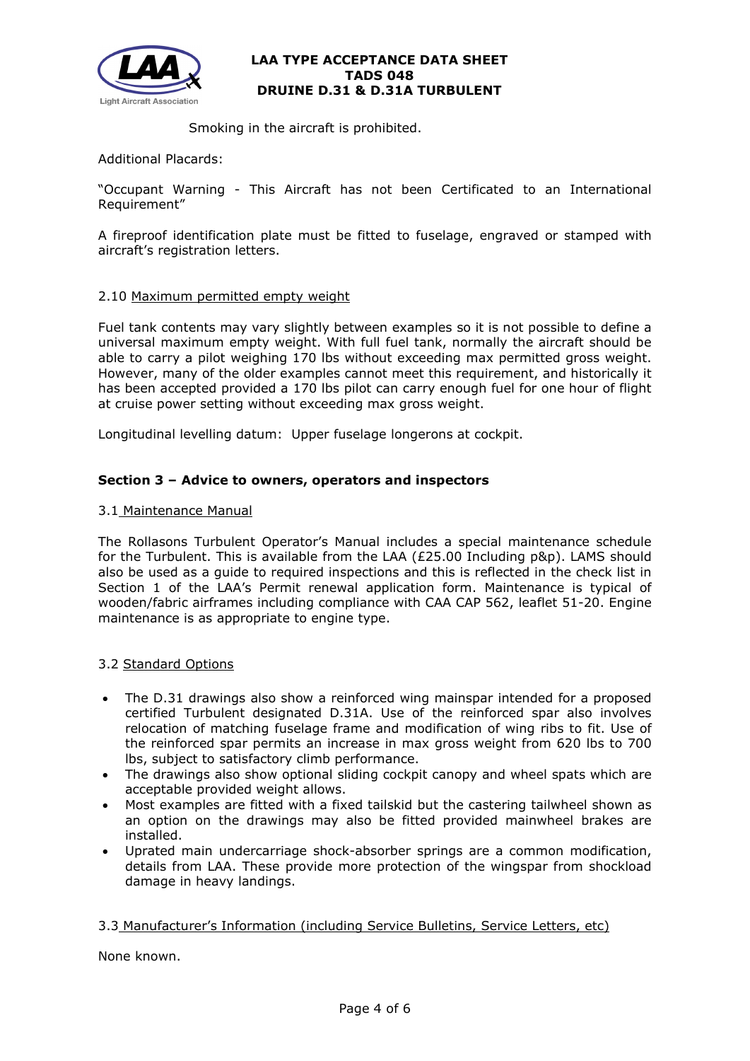Smoking in the aircraft is prohibited.

Additional Placards:

"Occupant Warning - This Aircraft has not been Certificated to an International Requirement"

A fireproof identification plate must be fitted to fuselage, engraved or stamped with aircraft's registration letters.

2.10 Maximum permitted empty weight

Fuel tank contents may vary slightly between examples so it is not possible to define a universal maximum empty weight. With full fuel tank, normally the aircraft should be able to carry a pilot weighing 170 lbs without exceeding max permitted gross weight. However, many of the older examples cannot meet this requirement, and historically it has been accepted provided a 170 lbs pilot can carry enough fuel for one hour of flight at cruise power setting without exceeding max gross weight.

Longitudinal levelling datum: Upper fuselage longerons at cockpit.

## Section 3 – Advice to owners, operators and inspectors

3.1 Maintenance Manual

The Rollasons Turbulent Operator's Manual includes a special maintenance schedule for the Turbulent. This is available from the LAA (£25.00 Including p&p). LAMS should also be used as a guide to required inspections and this is reflected in the check list in Section 1 of the LAA's Permit renewal application form. Maintenance is typical of wooden/fabric airframes including compliance with CAA CAP 562, leaflet 51-20. Engine maintenance is as appropriate to engine type.

3.2 Standard Options

- The D.31 drawings also show a reinforced wing mainspar intended for a proposed certified Turbulent designated D.31A. Use of the reinforced spar also involves relocation of matching fuselage frame and modification of wing ribs to fit. Use of the reinforced spar permits an increase in max gross weight from 620 lbs to 700 lbs, subject to satisfactory climb performance.
- The drawings also show optional sliding cockpit canopy and wheel spats which are acceptable provided weight allows.
- Most examples are fitted with a fixed tailskid but the castering tailwheel shown as an option on the drawings may also be fitted provided mainwheel brakes are installed.
- Uprated main undercarriage shock-absorber springs are a common modification, details from LAA. These provide more protection of the wingspar from shockload damage in heavy landings.

3.3 Manufacturer's Information (including Service Bulletins, Service Letters, etc)

None known.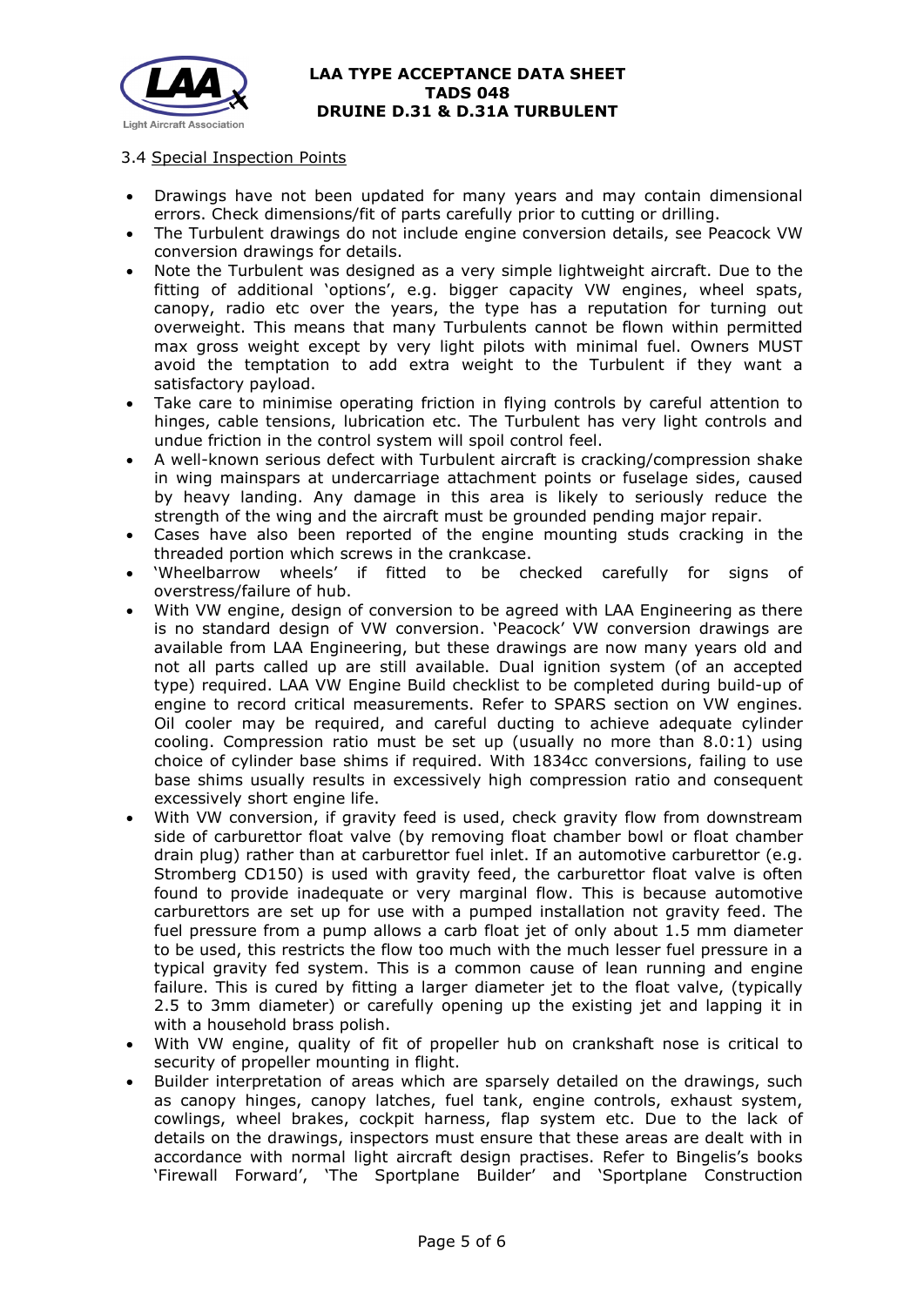### 3.4 Special Inspection Points

- Drawings have not been updated for many years and may contain dimensional errors. Check dimensions/fit of parts carefully prior to cutting or drilling.
- The Turbulent drawings do not include engine conversion details, see Peacock VW conversion drawings for details.
- Note the Turbulent was designed as a very simple lightweight aircraft. Due to the fitting of additional 'options', e.g. bigger capacity VW engines, wheel spats, canopy, radio etc over the years, the type has a reputation for turning out overweight. This means that many Turbulents cannot be flown within permitted max gross weight except by very light pilots with minimal fuel. Owners MUST avoid the temptation to add extra weight to the Turbulent if they want a satisfactory payload.
- Take care to minimise operating friction in flying controls by careful attention to hinges, cable tensions, lubrication etc. The Turbulent has very light controls and undue friction in the control system will spoil control feel.
- A well-known serious defect with Turbulent aircraft is cracking/compression shake in wing mainspars at undercarriage attachment points or fuselage sides, caused by heavy landing. Any damage in this area is likely to seriously reduce the strength of the wing and the aircraft must be grounded pending major repair.
- Cases have also been reported of the engine mounting studs cracking in the threaded portion which screws in the crankcase.
- 'Wheelbarrow wheels' if fitted to be checked carefully for signs of overstress/failure of hub.
- With VW engine, design of conversion to be agreed with LAA Engineering as there is no standard design of VW conversion. 'Peacock' VW conversion drawings are available from LAA Engineering, but these drawings are now many years old and not all parts called up are still available. Dual ignition system (of an accepted type) required. LAA VW Engine Build checklist to be completed during build-up of engine to record critical measurements. Refer to SPARS section on VW engines. Oil cooler may be required, and careful ducting to achieve adequate cylinder cooling. Compression ratio must be set up (usually no more than 8.0:1) using choice of cylinder base shims if required. With 1834cc conversions, failing to use base shims usually results in excessively high compression ratio and consequent excessively short engine life.
- With VW conversion, if gravity feed is used, check gravity flow from downstream side of carburettor float valve (by removing float chamber bowl or float chamber drain plug) rather than at carburettor fuel inlet. If an automotive carburettor (e.g. Stromberg CD150) is used with gravity feed, the carburettor float valve is often found to provide inadequate or very marginal flow. This is because automotive carburettors are set up for use with a pumped installation not gravity feed. The fuel pressure from a pump allows a carb float jet of only about 1.5 mm diameter to be used, this restricts the flow too much with the much lesser fuel pressure in a typical gravity fed system. This is a common cause of lean running and engine failure. This is cured by fitting a larger diameter jet to the float valve, (typically 2.5 to 3mm diameter) or carefully opening up the existing jet and lapping it in with a household brass polish.
- With VW engine, quality of fit of propeller hub on crankshaft nose is critical to security of propeller mounting in flight.
- Builder interpretation of areas which are sparsely detailed on the drawings, such as canopy hinges, canopy latches, fuel tank, engine controls, exhaust system, cowlings, wheel brakes, cockpit harness, flap system etc. Due to the lack of details on the drawings, inspectors must ensure that these areas are dealt with in accordance with normal light aircraft design practises. Refer to Bingelis's books 'Firewall Forward', 'The Sportplane Builder' and 'Sportplane Construction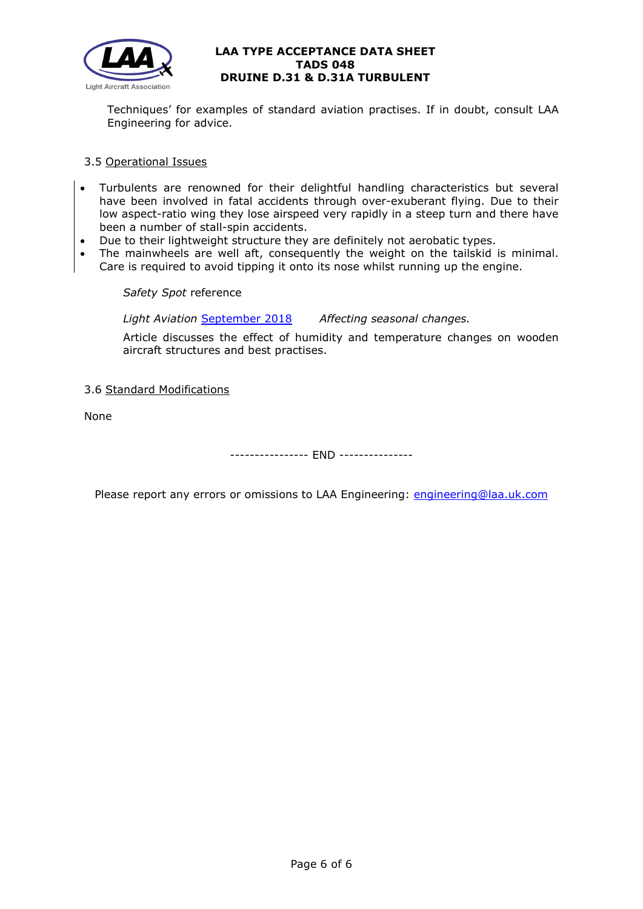Techniques' for examples of standard aviation practises. If in doubt, consult LAA Engineering for advice.

3.5 Operational Issues

- Turbulents are renowned for their delightful handling characteristics but several have been involved in fatal accidents through over-exuberant flying. Due to their low aspect-ratio wing they lose airspeed very rapidly in a steep turn and there have been a number of stall-spin accidents.
- Due to their lightweight structure they are definitely not aerobatic types.
- The mainwheels are well aft, consequently the weight on the tailskid is minimal. Care is required to avoid tipping it onto its nose whilst running up the engine.

*Safety Spot* reference

*Light Aviation* September 2018 *Affecting seasonal changes.*

Article discusses the effect of humidity and temperature changes on wooden aircraft structures and best practises.

3.6 Standard Modifications

None

---------------- END ---------------

Please report any errors or omissions to LAA Engineering: engineering@laa.uk.com